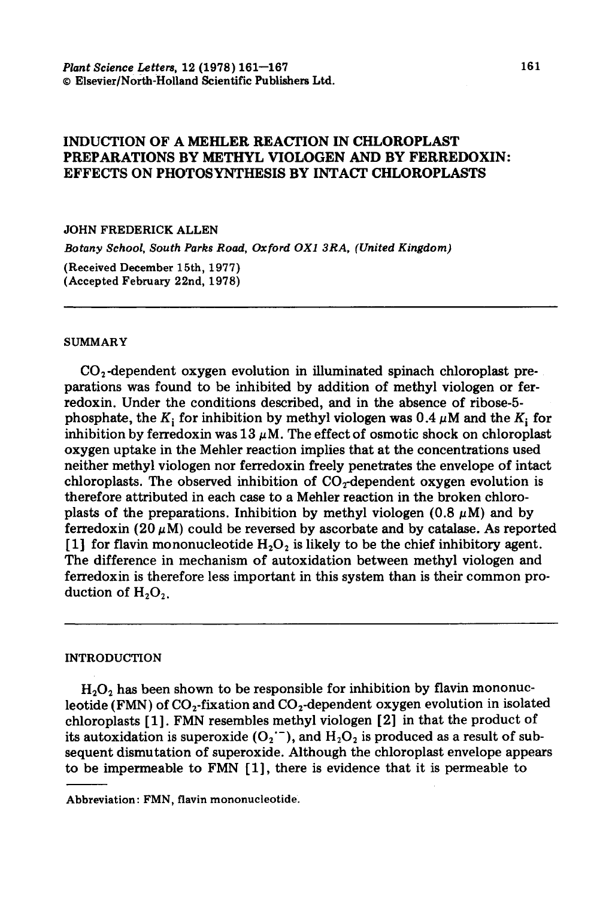# INDUCTION OF A MEHLER REACTION IN CHLOROPLAST PREPARATIONS BY METHYL VIOLOGEN AND BY FERREDOXIN: EFFECTS ON PHOTOSYNTHESIS BY INTACT CHLOROPLASTS

JOHN FREDERICK ALLEN

*Botany School, South Parks Road, Oxford OX1 3RA, (United Kingdom)*

(Received December 15th, 1977)
(Accepted February 22nd, 1978)

---

## SUMMARY

$CO_2$-dependent oxygen evolution in illuminated spinach chloroplast preparations was found to be inhibited by addition of methyl viologen or ferredoxin. Under the conditions described, and in the absence of ribose-5-phosphate, the $K_i$ for inhibition by methyl viologen was 0.4 $\mu$M and the $K_i$ for inhibition by ferredoxin was 13 $\mu$M. The effect of osmotic shock on chloroplast oxygen uptake in the Mehler reaction implies that at the concentrations used neither methyl viologen nor ferredoxin freely penetrates the envelope of intact chloroplasts. The observed inhibition of $CO_2$-dependent oxygen evolution is therefore attributed in each case to a Mehler reaction in the broken chloroplasts of the preparations. Inhibition by methyl viologen (0.8 $\mu$M) and by ferredoxin (20 $\mu$M) could be reversed by ascorbate and by catalase. As reported [1] for flavin mononucleotide $H_2O_2$ is likely to be the chief inhibitory agent. The difference in mechanism of autoxidation between methyl viologen and ferredoxin is therefore less important in this system than is their common production of $H_2O_2$.

---

## INTRODUCTION

$H_2O_2$ has been shown to be responsible for inhibition by flavin mononucleotide (FMN) of $CO_2$-fixation and $CO_2$-dependent oxygen evolution in isolated chloroplasts [1]. FMN resembles methyl viologen [2] in that the product of its autoxidation is superoxide ($O_2^{\cdot -}$), and $H_2O_2$ is produced as a result of subsequent dismutation of superoxide. Although the chloroplast envelope appears to be impermeable to FMN [1], there is evidence that it is permeable to

---

Abbreviation: FMN, flavin mononucleotide.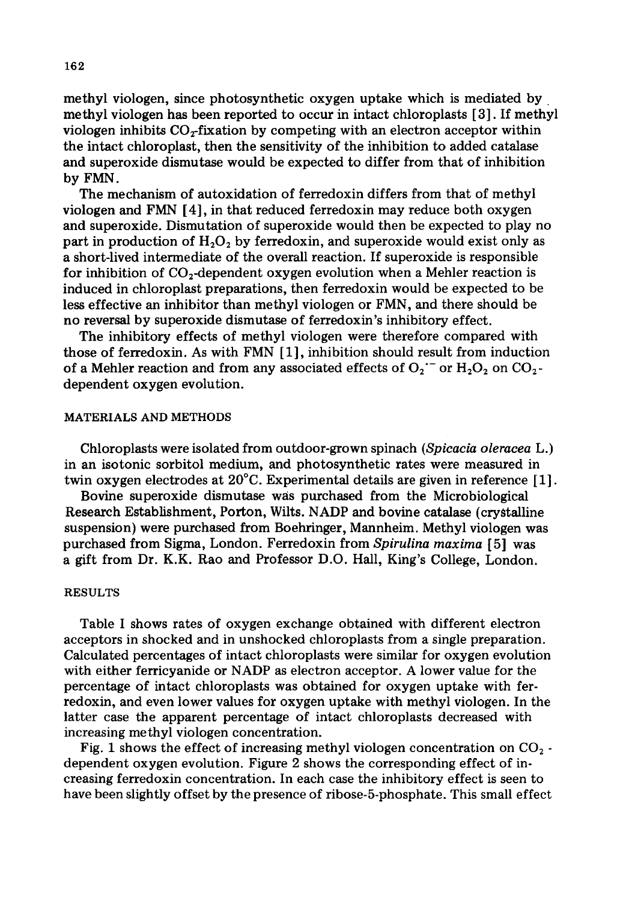methyl viologen, since photosynthetic oxygen uptake which is mediated by methyl viologen has been reported to occur in intact chloroplasts [3]. If methyl viologen inhibits $CO_2$-fixation by competing with an electron acceptor within the intact chloroplast, then the sensitivity of the inhibition to added catalase and superoxide dismutase would be expected to differ from that of inhibition by FMN.

The mechanism of autoxidation of ferredoxin differs from that of methyl viologen and FMN [4], in that reduced ferredoxin may reduce both oxygen and superoxide. Dismutation of superoxide would then be expected to play no part in production of $H_2O_2$ by ferredoxin, and superoxide would exist only as a short-lived intermediate of the overall reaction. If superoxide is responsible for inhibition of $CO_2$-dependent oxygen evolution when a Mehler reaction is induced in chloroplast preparations, then ferredoxin would be expected to be less effective an inhibitor than methyl viologen or FMN, and there should be no reversal by superoxide dismutase of ferredoxin's inhibitory effect.

The inhibitory effects of methyl viologen were therefore compared with those of ferredoxin. As with FMN [1], inhibition should result from induction of a Mehler reaction and from any associated effects of $O_2^{\cdot -}$ or $H_2O_2$ on $CO_2$-dependent oxygen evolution.

## MATERIALS AND METHODS

Chloroplasts were isolated from outdoor-grown spinach (*Spicacia oleracea* L.) in an isotonic sorbitol medium, and photosynthetic rates were measured in twin oxygen electrodes at 20°C. Experimental details are given in reference [1].

Bovine superoxide dismutase was purchased from the Microbiological Research Establishment, Porton, Wilts. NADP and bovine catalase (crystalline suspension) were purchased from Boehringer, Mannheim. Methyl viologen was purchased from Sigma, London. Ferredoxin from *Spirulina maxima* [5] was a gift from Dr. K.K. Rao and Professor D.O. Hall, King's College, London.

## RESULTS

Table I shows rates of oxygen exchange obtained with different electron acceptors in shocked and in unshocked chloroplasts from a single preparation. Calculated percentages of intact chloroplasts were similar for oxygen evolution with either ferricyanide or NADP as electron acceptor. A lower value for the percentage of intact chloroplasts was obtained for oxygen uptake with ferredoxin, and even lower values for oxygen uptake with methyl viologen. In the latter case the apparent percentage of intact chloroplasts decreased with increasing methyl viologen concentration.

Fig. 1 shows the effect of increasing methyl viologen concentration on $CO_2$-dependent oxygen evolution. Figure 2 shows the corresponding effect of increasing ferredoxin concentration. In each case the inhibitory effect is seen to have been slightly offset by the presence of ribose-5-phosphate. This small effect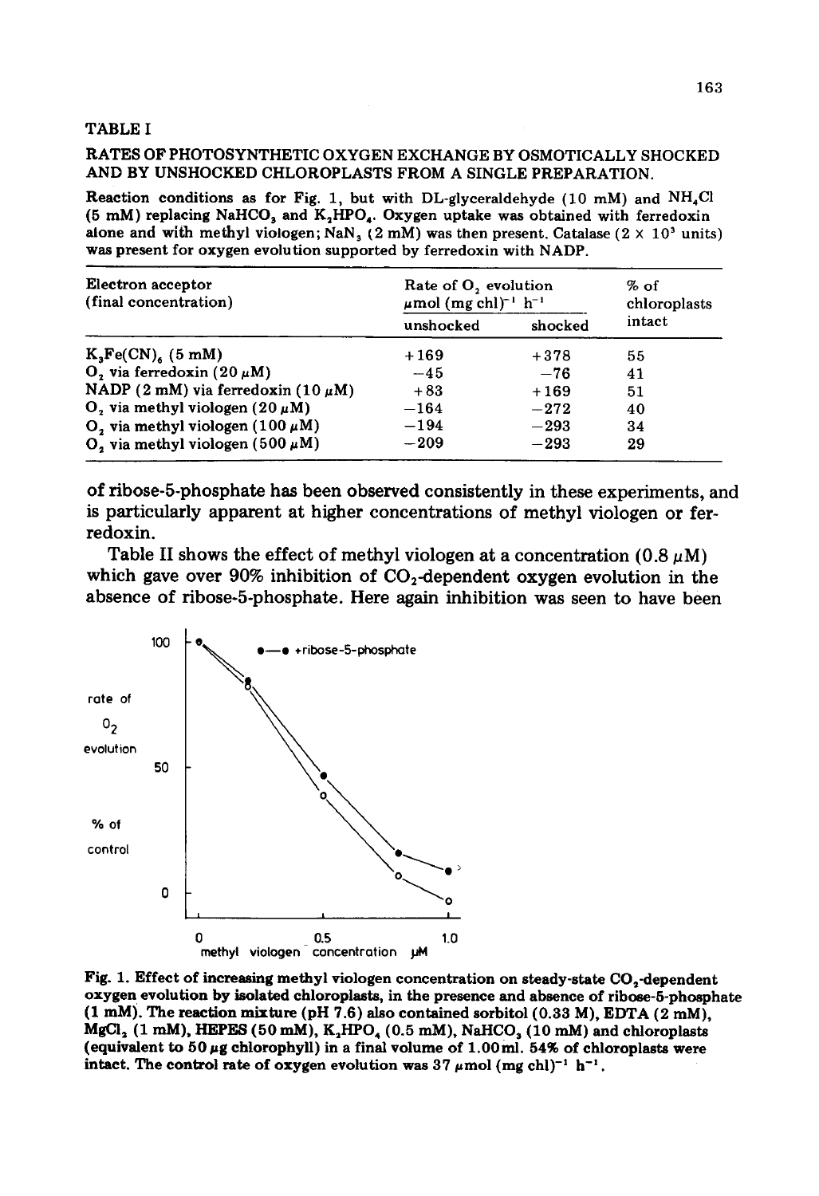## TABLE I

## RATES OF PHOTOSYNTHETIC OXYGEN EXCHANGE BY OSMOTICALLY SHOCKED AND BY UNSHOCKED CHLOROPLASTS FROM A SINGLE PREPARATION.

Reaction conditions as for Fig. 1, but with DL-glyceraldehyde (10 mM) and $NH_4Cl$ (5 mM) replacing $NaHCO_3$ and $K_2HPO_4$. Oxygen uptake was obtained with ferredoxin alone and with methyl viologen; $NaN_3$ (2 mM) was then present. Catalase ($2 \times 10^3$ units) was present for oxygen evolution supported by ferredoxin with NADP.

| Electron acceptor (final concentration) | Rate of $O_2$ evolution $\mu$mol (mg chl)$^{-1}$ h$^{-1}$ | | % of chloroplasts intact |
|---|---|---|---|
| | unshocked | shocked | |
| $K_3Fe(CN)_6$ (5 mM) | +169 | +378 | 55 |
| $O_2$ via ferredoxin (20 $\mu$M) | −45 | −76 | 41 |
| NADP (2 mM) via ferredoxin (10 $\mu$M) | +83 | +169 | 51 |
| $O_2$ via methyl viologen (20 $\mu$M) | −164 | −272 | 40 |
| $O_2$ via methyl viologen (100 $\mu$M) | −194 | −293 | 34 |
| $O_2$ via methyl viologen (500 $\mu$M) | −209 | −293 | 29 |

of ribose-5-phosphate has been observed consistently in these experiments, and is particularly apparent at higher concentrations of methyl viologen or ferredoxin.

Table II shows the effect of methyl viologen at a concentration (0.8 $\mu$M) which gave over 90% inhibition of $CO_2$-dependent oxygen evolution in the absence of ribose-5-phosphate. Here again inhibition was seen to have been

Fig. 1. Effect of increasing methyl viologen concentration on steady-state $CO_2$-dependent oxygen evolution by isolated chloroplasts, in the presence and absence of ribose-5-phosphate (1 mM). The reaction mixture (pH 7.6) also contained sorbitol (0.33 M), EDTA (2 mM), $MgCl_2$ (1 mM), HEPES (50 mM), $K_2HPO_4$ (0.5 mM), $NaHCO_3$ (10 mM) and chloroplasts (equivalent to 50 $\mu$g chlorophyll) in a final volume of 1.00 ml. 54% of chloroplasts were intact. The control rate of oxygen evolution was 37 $\mu$mol (mg chl)$^{-1}$ h$^{-1}$.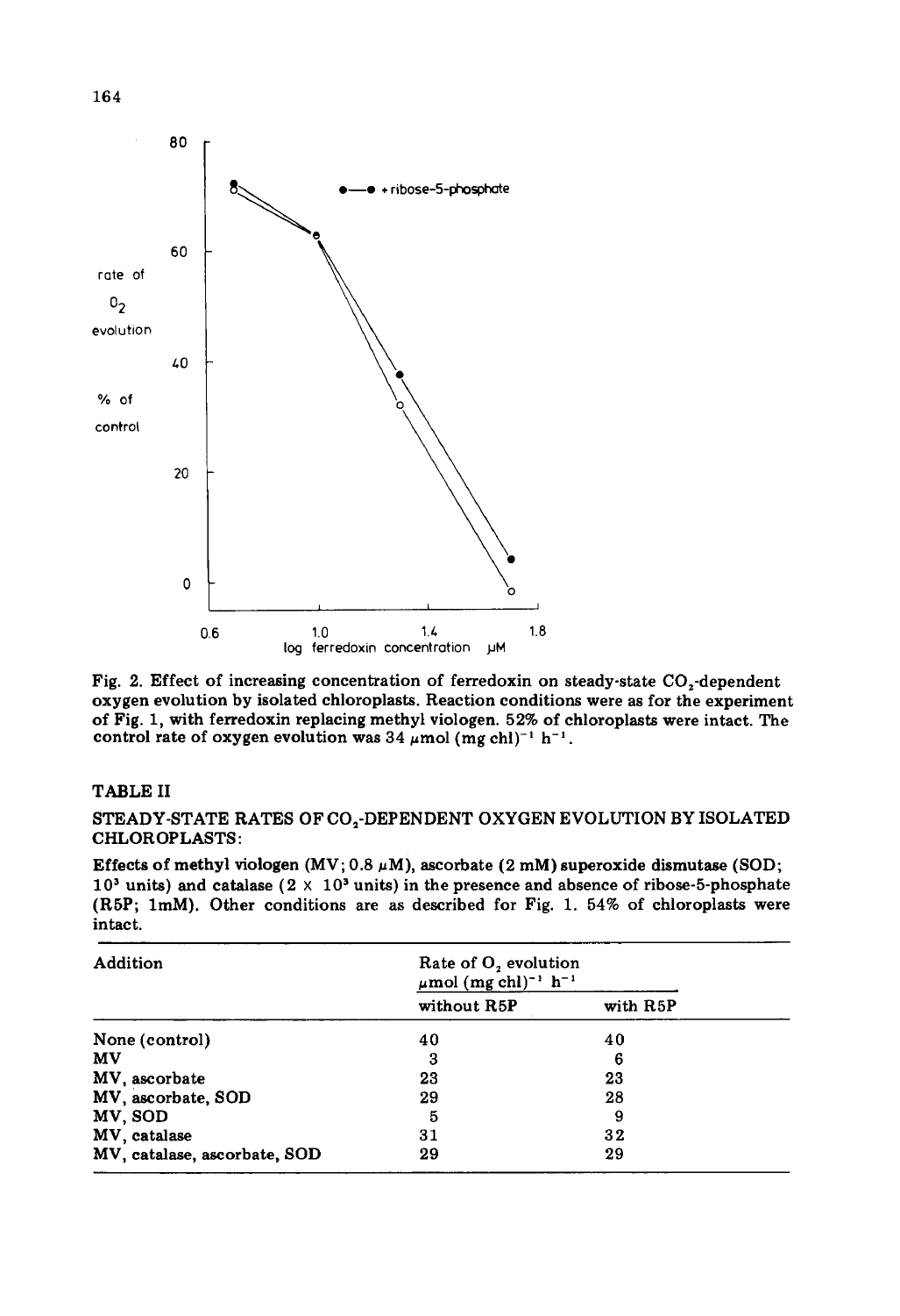Fig. 2. Effect of increasing concentration of ferredoxin on steady-state $CO_2$-dependent oxygen evolution by isolated chloroplasts. Reaction conditions were as for the experiment of Fig. 1, with ferredoxin replacing methyl viologen. 52% of chloroplasts were intact. The control rate of oxygen evolution was 34 $\mu$mol (mg chl)$^{-1}$ h$^{-1}$.

## TABLE II

### STEADY-STATE RATES OF $CO_2$-DEPENDENT OXYGEN EVOLUTION BY ISOLATED CHLOROPLASTS:

Effects of methyl viologen (MV; 0.8 $\mu$M), ascorbate (2 mM) superoxide dismutase (SOD; $10^3$ units) and catalase ($2 \times 10^3$ units) in the presence and absence of ribose-5-phosphate (R5P; 1mM). Other conditions are as described for Fig. 1. 54% of chloroplasts were intact.

| Addition | Rate of $O_2$ evolution $\mu$mol (mg chl)$^{-1}$ h$^{-1}$ | |
|---|---|---|
| | without R5P | with R5P |
| None (control) | 40 | 40 |
| MV | 3 | 6 |
| MV, ascorbate | 23 | 23 |
| MV, ascorbate, SOD | 29 | 28 |
| MV, SOD | 5 | 9 |
| MV, catalase | 31 | 32 |
| MV, catalase, ascorbate, SOD | 29 | 29 |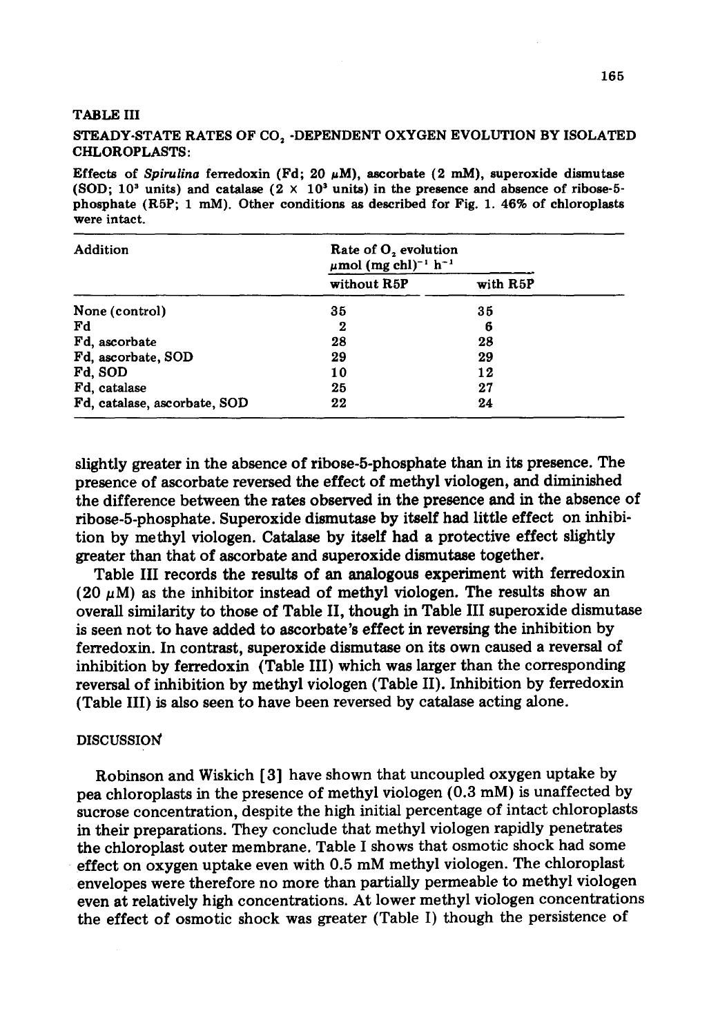TABLE III

STEADY-STATE RATES OF $CO_2$-DEPENDENT OXYGEN EVOLUTION BY ISOLATED CHLOROPLASTS:

Effects of *Spirulina* ferredoxin (Fd; 20 μM), ascorbate (2 mM), superoxide dismutase (SOD; $10^3$ units) and catalase ($2 \times 10^3$ units) in the presence and absence of ribose-5-phosphate (R5P; 1 mM). Other conditions as described for Fig. 1. 46% of chloroplasts were intact.

| Addition | Rate of $O_2$ evolution μmol (mg chl)$^{-1}$ h$^{-1}$ | |
|---|---|---|
| | without R5P | with R5P |
| None (control) | 35 | 35 |
| Fd | 2 | 6 |
| Fd, ascorbate | 28 | 28 |
| Fd, ascorbate, SOD | 29 | 29 |
| Fd, SOD | 10 | 12 |
| Fd, catalase | 25 | 27 |
| Fd, catalase, ascorbate, SOD | 22 | 24 |

slightly greater in the absence of ribose-5-phosphate than in its presence. The presence of ascorbate reversed the effect of methyl viologen, and diminished the difference between the rates observed in the presence and in the absence of ribose-5-phosphate. Superoxide dismutase by itself had little effect on inhibition by methyl viologen. Catalase by itself had a protective effect slightly greater than that of ascorbate and superoxide dismutase together.

Table III records the results of an analogous experiment with ferredoxin (20 μM) as the inhibitor instead of methyl viologen. The results show an overall similarity to those of Table II, though in Table III superoxide dismutase is seen not to have added to ascorbate's effect in reversing the inhibition by ferredoxin. In contrast, superoxide dismutase on its own caused a reversal of inhibition by ferredoxin (Table III) which was larger than the corresponding reversal of inhibition by methyl viologen (Table II). Inhibition by ferredoxin (Table III) is also seen to have been reversed by catalase acting alone.

## DISCUSSION

Robinson and Wiskich [3] have shown that uncoupled oxygen uptake by pea chloroplasts in the presence of methyl viologen (0.3 mM) is unaffected by sucrose concentration, despite the high initial percentage of intact chloroplasts in their preparations. They conclude that methyl viologen rapidly penetrates the chloroplast outer membrane. Table I shows that osmotic shock had some effect on oxygen uptake even with 0.5 mM methyl viologen. The chloroplast envelopes were therefore no more than partially permeable to methyl viologen even at relatively high concentrations. At lower methyl viologen concentrations the effect of osmotic shock was greater (Table I) though the persistence of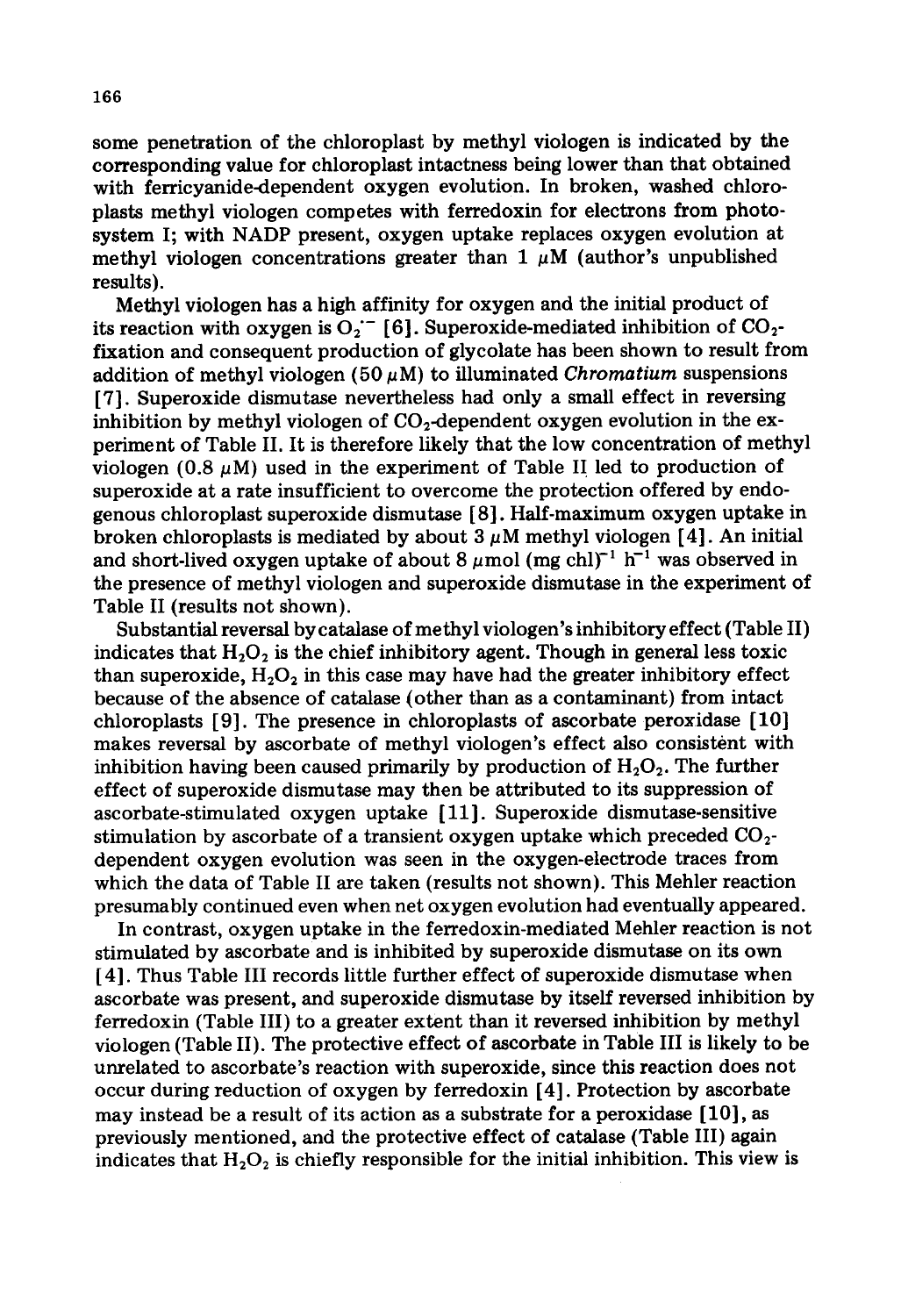some penetration of the chloroplast by methyl viologen is indicated by the corresponding value for chloroplast intactness being lower than that obtained with ferricyanide-dependent oxygen evolution. In broken, washed chloroplasts methyl viologen competes with ferredoxin for electrons from photosystem I; with NADP present, oxygen uptake replaces oxygen evolution at methyl viologen concentrations greater than 1 $\mu$M (author's unpublished results).

Methyl viologen has a high affinity for oxygen and the initial product of its reaction with oxygen is $O_2^{\cdot -}$ [6]. Superoxide-mediated inhibition of $CO_2$-fixation and consequent production of glycolate has been shown to result from addition of methyl viologen (50 $\mu$M) to illuminated *Chromatium* suspensions [7]. Superoxide dismutase nevertheless had only a small effect in reversing inhibition by methyl viologen of $CO_2$-dependent oxygen evolution in the experiment of Table II. It is therefore likely that the low concentration of methyl viologen (0.8 $\mu$M) used in the experiment of Table II led to production of superoxide at a rate insufficient to overcome the protection offered by endogenous chloroplast superoxide dismutase [8]. Half-maximum oxygen uptake in broken chloroplasts is mediated by about 3 $\mu$M methyl viologen [4]. An initial and short-lived oxygen uptake of about 8 $\mu$mol (mg chl)$^{-1}$ h$^{-1}$ was observed in the presence of methyl viologen and superoxide dismutase in the experiment of Table II (results not shown).

Substantial reversal by catalase of methyl viologen's inhibitory effect (Table II) indicates that $H_2O_2$ is the chief inhibitory agent. Though in general less toxic than superoxide, $H_2O_2$ in this case may have had the greater inhibitory effect because of the absence of catalase (other than as a contaminant) from intact chloroplasts [9]. The presence in chloroplasts of ascorbate peroxidase [10] makes reversal by ascorbate of methyl viologen's effect also consistent with inhibition having been caused primarily by production of $H_2O_2$. The further effect of superoxide dismutase may then be attributed to its suppression of ascorbate-stimulated oxygen uptake [11]. Superoxide dismutase-sensitive stimulation by ascorbate of a transient oxygen uptake which preceded $CO_2$-dependent oxygen evolution was seen in the oxygen-electrode traces from which the data of Table II are taken (results not shown). This Mehler reaction presumably continued even when net oxygen evolution had eventually appeared.

In contrast, oxygen uptake in the ferredoxin-mediated Mehler reaction is not stimulated by ascorbate and is inhibited by superoxide dismutase on its own [4]. Thus Table III records little further effect of superoxide dismutase when ascorbate was present, and superoxide dismutase by itself reversed inhibition by ferredoxin (Table III) to a greater extent than it reversed inhibition by methyl viologen (Table II). The protective effect of ascorbate in Table III is likely to be unrelated to ascorbate's reaction with superoxide, since this reaction does not occur during reduction of oxygen by ferredoxin [4]. Protection by ascorbate may instead be a result of its action as a substrate for a peroxidase [10], as previously mentioned, and the protective effect of catalase (Table III) again indicates that $H_2O_2$ is chiefly responsible for the initial inhibition. This view is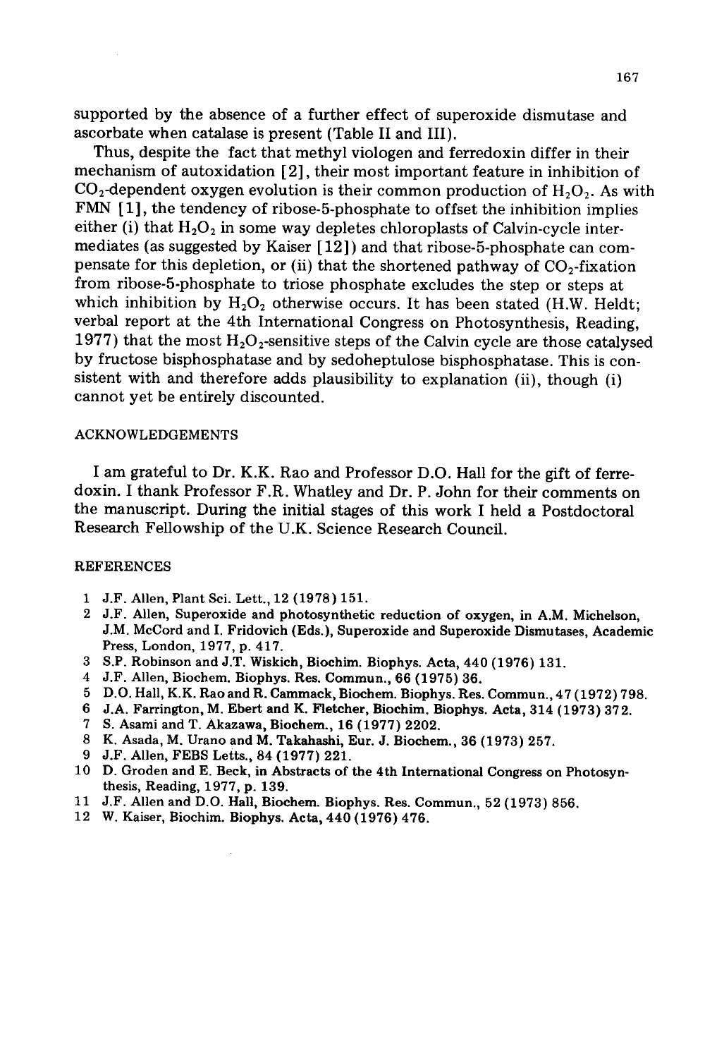supported by the absence of a further effect of superoxide dismutase and ascorbate when catalase is present (Table II and III).

Thus, despite the fact that methyl viologen and ferredoxin differ in their mechanism of autoxidation [2], their most important feature in inhibition of $CO_2$-dependent oxygen evolution is their common production of $H_2O_2$. As with FMN [1], the tendency of ribose-5-phosphate to offset the inhibition implies either (i) that $H_2O_2$ in some way depletes chloroplasts of Calvin-cycle intermediates (as suggested by Kaiser [12]) and that ribose-5-phosphate can compensate for this depletion, or (ii) that the shortened pathway of $CO_2$-fixation from ribose-5-phosphate to triose phosphate excludes the step or steps at which inhibition by $H_2O_2$ otherwise occurs. It has been stated (H.W. Heldt; verbal report at the 4th International Congress on Photosynthesis, Reading, 1977) that the most $H_2O_2$-sensitive steps of the Calvin cycle are those catalysed by fructose bisphosphatase and by sedoheptulose bisphosphatase. This is consistent with and therefore adds plausibility to explanation (ii), though (i) cannot yet be entirely discounted.

## ACKNOWLEDGEMENTS

I am grateful to Dr. K.K. Rao and Professor D.O. Hall for the gift of ferredoxin. I thank Professor F.R. Whatley and Dr. P. John for their comments on the manuscript. During the initial stages of this work I held a Postdoctoral Research Fellowship of the U.K. Science Research Council.

## REFERENCES

1. J.F. Allen, Plant Sci. Lett., 12 (1978) 151.
2. J.F. Allen, Superoxide and photosynthetic reduction of oxygen, in A.M. Michelson, J.M. McCord and I. Fridovich (Eds.), Superoxide and Superoxide Dismutases, Academic Press, London, 1977, p. 417.
3. S.P. Robinson and J.T. Wiskich, Biochim. Biophys. Acta, 440 (1976) 131.
4. J.F. Allen, Biochem. Biophys. Res. Commun., 66 (1975) 36.
5. D.O. Hall, K.K. Rao and R. Cammack, Biochem. Biophys. Res. Commun., 47 (1972) 798.
6. J.A. Farrington, M. Ebert and K. Fletcher, Biochim. Biophys. Acta, 314 (1973) 372.
7. S. Asami and T. Akazawa, Biochem., 16 (1977) 2202.
8. K. Asada, M. Urano and M. Takahashi, Eur. J. Biochem., 36 (1973) 257.
9. J.F. Allen, FEBS Letts., 84 (1977) 221.
10. D. Groden and E. Beck, in Abstracts of the 4th International Congress on Photosynthesis, Reading, 1977, p. 139.
11. J.F. Allen and D.O. Hall, Biochem. Biophys. Res. Commun., 52 (1973) 856.
12. W. Kaiser, Biochim. Biophys. Acta, 440 (1976) 476.